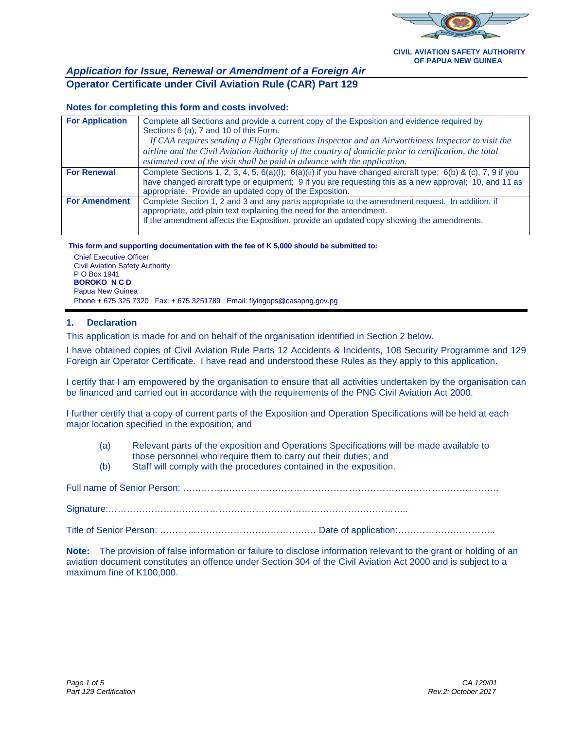CIVIL AVIATION SAFETY AUTHORITY
OF PAPUA NEW GUINEA

# *Application for Issue, Renewal or Amendment of a Foreign Air* Operator Certificate under Civil Aviation Rule (CAR) Part 129

### Notes for completing this form and costs involved:

| | |
|---|---|
| **For Application** | Complete all Sections and provide a current copy of the Exposition and evidence required by Sections 6 (a), 7 and 10 of this Form. *If CAA requires sending a Flight Operations Inspector and an Airworthiness Inspector to visit the airline and the Civil Aviation Authority of the country of domicile prior to certification, the total estimated cost of the visit shall be paid in advance with the application.* |
| **For Renewal** | Complete Sections 1, 2, 3, 4, 5, 6(a)(I); 6(a)(ii) if you have changed aircraft type; 6(b) & (c), 7, 9 if you have changed aircraft type or equipment; 9 if you are requesting this as a new approval; 10, and 11 as appropriate. Provide an updated copy of the Exposition. |
| **For Amendment** | Complete Section 1, 2 and 3 and any parts appropriate to the amendment request. In addition, if appropriate, add plain text explaining the need for the amendment. If the amendment affects the Exposition, provide an updated copy showing the amendments. |

**This form and supporting documentation with the fee of K 5,000 should be submitted to:**

Chief Executive Officer
Civil Aviation Safety Authority
P O Box 1941
**BOROKO N C D**
Papua New Guinea
Phone + 675 325 7320 Fax: + 675 3251789 Email: flyingops@casapng.gov.pg

## 1. Declaration

This application is made for and on behalf of the organisation identified in Section 2 below.

I have obtained copies of Civil Aviation Rule Parts 12 Accidents & Incidents, 108 Security Programme and 129 Foreign air Operator Certificate. I have read and understood these Rules as they apply to this application.

I certify that I am empowered by the organisation to ensure that all activities undertaken by the organisation can be financed and carried out in accordance with the requirements of the PNG Civil Aviation Act 2000.

I further certify that a copy of current parts of the Exposition and Operation Specifications will be held at each major location specified in the exposition; and

(a) Relevant parts of the exposition and Operations Specifications will be made available to those personnel who require them to carry out their duties; and

(b) Staff will comply with the procedures contained in the exposition.

Full name of Senior Person: ……………………………………………………………………………………………

Signature:…………………………………………………………………………………………..

Title of Senior Person: …………………………………………… Date of application:…………………………..

**Note:** The provision of false information or failure to disclose information relevant to the grant or holding of an aviation document constitutes an offence under Section 304 of the Civil Aviation Act 2000 and is subject to a maximum fine of K100,000.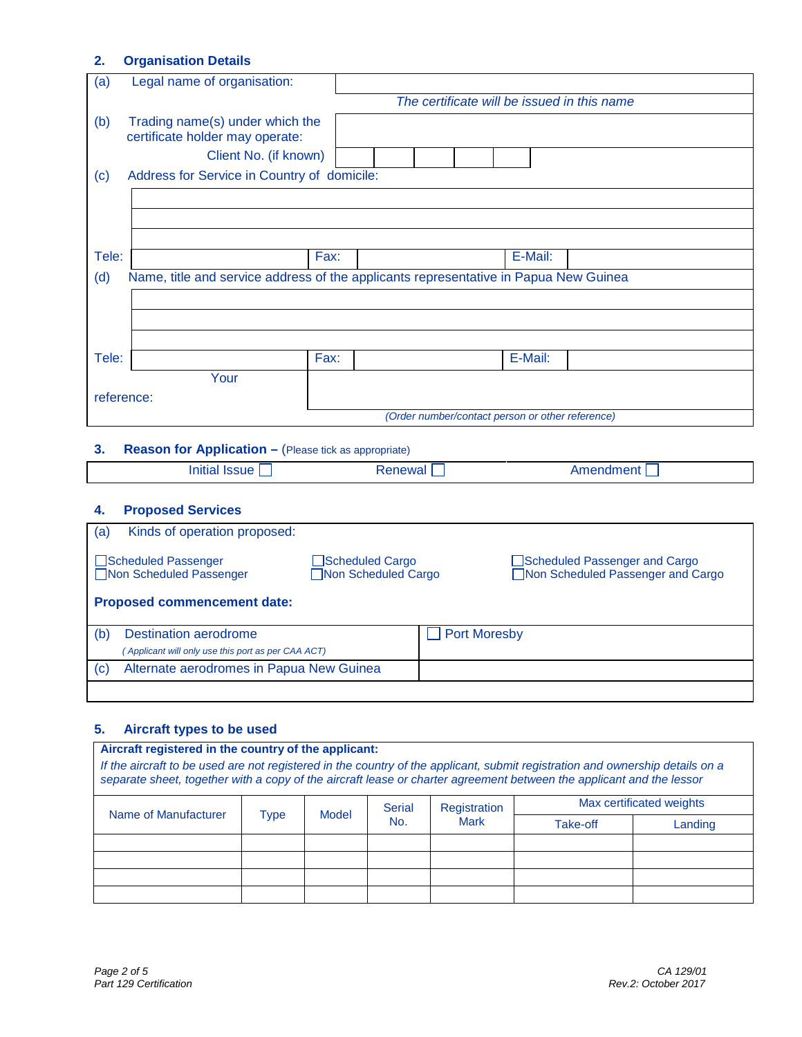## 2. Organisation Details

(a) Legal name of organisation:

*The certificate will be issued in this name*

(b) Trading name(s) under which the certificate holder may operate:

Client No. (if known)

(c) Address for Service in Country of domicile:

| Tele: | | Fax: | | E-Mail: | |
|---|---|---|---|---|---|

(d) Name, title and service address of the applicants representative in Papua New Guinea

| Tele: | | Fax: | | E-Mail: | |
|---|---|---|---|---|---|

Your reference:

*(Order number/contact person or other reference)*

## 3. Reason for Application – (Please tick as appropriate)

| Initial Issue ☐ | Renewal ☐ | Amendment ☐ |
|---|---|---|

## 4. Proposed Services

(a) Kinds of operation proposed:

☐Scheduled Passenger ☐Scheduled Cargo ☐Scheduled Passenger and Cargo
☐Non Scheduled Passenger ☐Non Scheduled Cargo ☐Non Scheduled Passenger and Cargo

**Proposed commencement date:**

| | |
|---|---|
| (b) Destination aerodrome<br>*( Applicant will only use this port as per CAA ACT)* | ☐ Port Moresby |
| (c) Alternate aerodromes in Papua New Guinea | |

## 5. Aircraft types to be used

**Aircraft registered in the country of the applicant:**

*If the aircraft to be used are not registered in the country of the applicant, submit registration and ownership details on a separate sheet, together with a copy of the aircraft lease or charter agreement between the applicant and the lessor*

| Name of Manufacturer | Type | Model | Serial No. | Registration Mark | Max certificated weights | |
|---|---|---|---|---|---|---|
| | | | | | Take-off | Landing |
| | | | | | | |
| | | | | | | |
| | | | | | | |
| | | | | | | |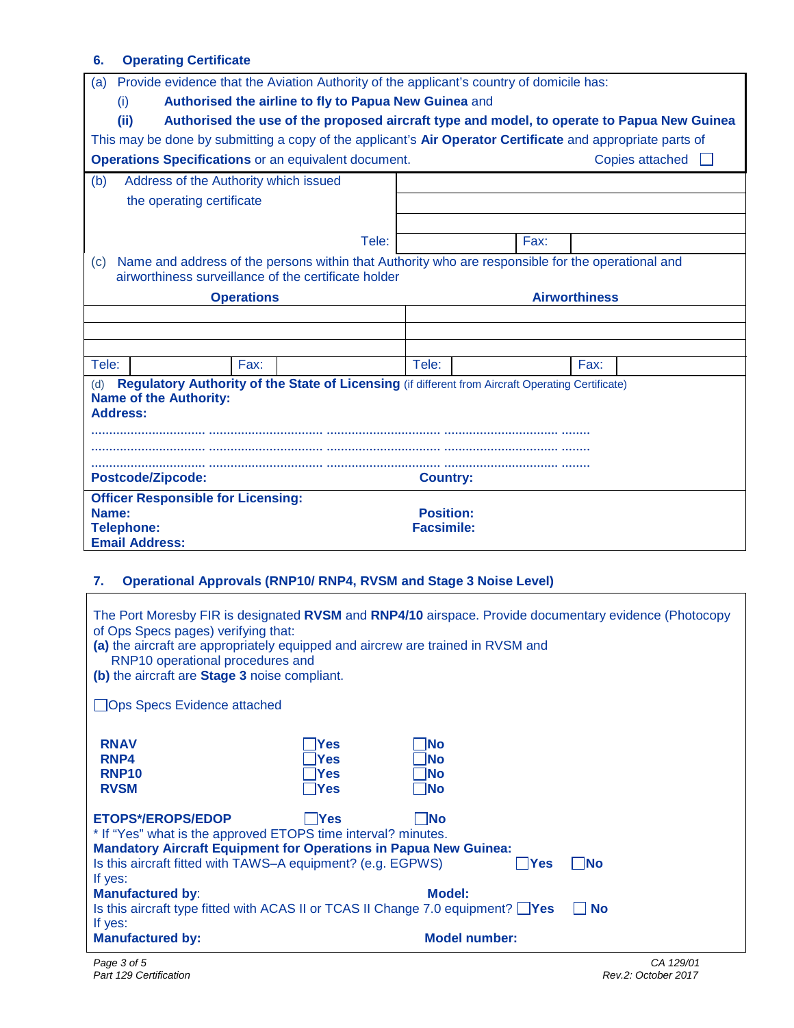## 6. Operating Certificate

(a) Provide evidence that the Aviation Authority of the applicant's country of domicile has:

(i) **Authorised the airline to fly to Papua New Guinea** and

**(ii) Authorised the use of the proposed aircraft type and model, to operate to Papua New Guinea**

This may be done by submitting a copy of the applicant's **Air Operator Certificate** and appropriate parts of **Operations Specifications** or an equivalent document. Copies attached ☐

| | | | |
|---|---|---|---|
| (b) Address of the Authority which issued the operating certificate | | | |
| | | | |
| | | | |
| Tele: | | Fax: | |

(c) Name and address of the persons within that Authority who are responsible for the operational and airworthiness surveillance of the certificate holder

| Operations | | | | Airworthiness | | | |
|---|---|---|---|---|---|---|---|
| | | | | | | | |
| | | | | | | | |
| | | | | | | | |
| Tele: | | Fax: | | Tele: | | Fax: | |

(d) **Regulatory Authority of the State of Licensing** (if different from Aircraft Operating Certificate)

**Name of the Authority:**

**Address:**

............................... ............................... ............................... ............................... ........

............................... ............................... ............................... ............................... ........

............................... ............................... ............................... ............................... ........

**Postcode/Zipcode:** **Country:**

**Officer Responsible for Licensing:**

**Name:** **Position:**

**Telephone:** **Facsimile:**

**Email Address:**

## 7. Operational Approvals (RNP10/ RNP4, RVSM and Stage 3 Noise Level)

The Port Moresby FIR is designated **RVSM** and **RNP4/10** airspace. Provide documentary evidence (Photocopy of Ops Specs pages) verifying that:

**(a)** the aircraft are appropriately equipped and aircrew are trained in RVSM and RNP10 operational procedures and

**(b)** the aircraft are **Stage 3** noise compliant.

☐Ops Specs Evidence attached

| | | |
|---|---|---|
| **RNAV** | ☐**Yes** | ☐**No** |
| **RNP4** | ☐**Yes** | ☐**No** |
| **RNP10** | ☐**Yes** | ☐**No** |
| **RVSM** | ☐**Yes** | ☐**No** |

**ETOPS*/EROPS/EDOP** ☐**Yes** ☐**No**

* If "Yes" what is the approved ETOPS time interval? minutes.

**Mandatory Aircraft Equipment for Operations in Papua New Guinea:**

Is this aircraft fitted with TAWS–A equipment? (e.g. EGPWS) ☐**Yes** ☐**No**

If yes:

**Manufactured by**: **Model:**

Is this aircraft type fitted with ACAS II or TCAS II Change 7.0 equipment? ☐**Yes** ☐ **No**

If yes:

**Manufactured by:** **Model number:**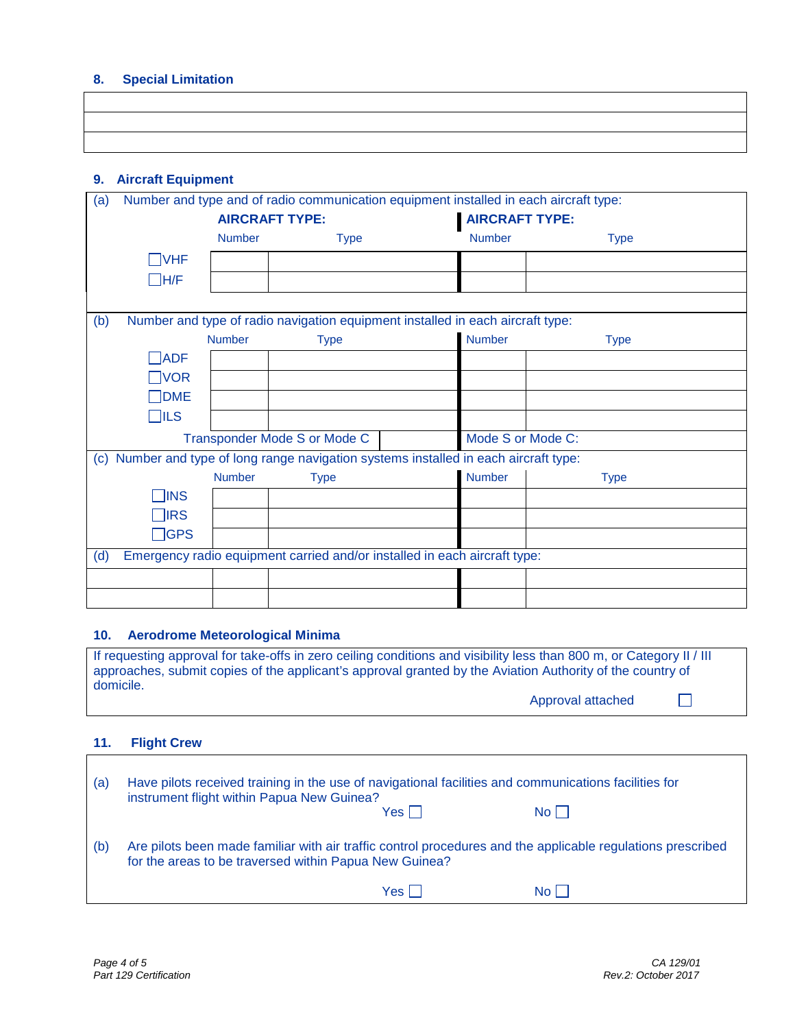## 8. Special Limitation

| |
|---|
| |
| |
| |

## 9. Aircraft Equipment

(a) Number and type and of radio communication equipment installed in each aircraft type:

| | AIRCRAFT TYPE: | | AIRCRAFT TYPE: | |
|---|---|---|---|---|
| | Number | Type | Number | Type |
| ☐VHF | | | | |
| ☐H/F | | | | |

(b) Number and type of radio navigation equipment installed in each aircraft type:

| | Number | Type | Number | Type |
|---|---|---|---|---|
| ☐ADF | | | | |
| ☐VOR | | | | |
| ☐DME | | | | |
| ☐ILS | | | | |
| Transponder Mode S or Mode C | | | Mode S or Mode C: | |

(c) Number and type of long range navigation systems installed in each aircraft type:

| | Number | Type | Number | Type |
|---|---|---|---|---|
| ☐INS | | | | |
| ☐IRS | | | | |
| ☐GPS | | | | |

(d) Emergency radio equipment carried and/or installed in each aircraft type:

| | | | | |
|---|---|---|---|---|
| | | | | |
| | | | | |

## 10. Aerodrome Meteorological Minima

If requesting approval for take-offs in zero ceiling conditions and visibility less than 800 m, or Category II / III approaches, submit copies of the applicant's approval granted by the Aviation Authority of the country of domicile.

Approval attached ☐

## 11. Flight Crew

(a) Have pilots received training in the use of navigational facilities and communications facilities for instrument flight within Papua New Guinea?

Yes ☐ No ☐

(b) Are pilots been made familiar with air traffic control procedures and the applicable regulations prescribed for the areas to be traversed within Papua New Guinea?

Yes ☐ No ☐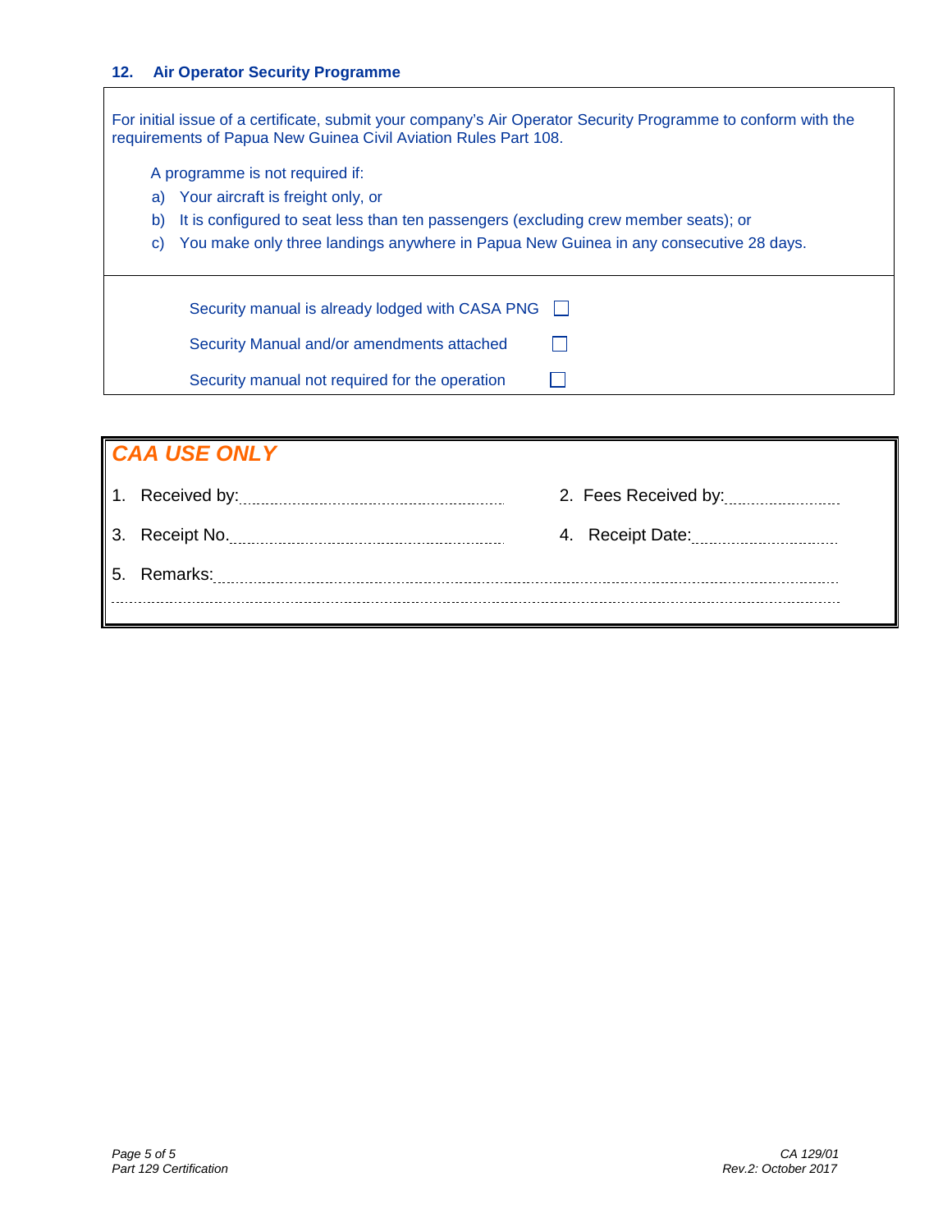## 12. Air Operator Security Programme

For initial issue of a certificate, submit your company's Air Operator Security Programme to conform with the requirements of Papua New Guinea Civil Aviation Rules Part 108.

A programme is not required if:

a) Your aircraft is freight only, or
b) It is configured to seat less than ten passengers (excluding crew member seats); or
c) You make only three landings anywhere in Papua New Guinea in any consecutive 28 days.

Security manual is already lodged with CASA PNG ☐

Security Manual and/or amendments attached ☐

Security manual not required for the operation ☐

***CAA USE ONLY***

1. Received by:............................................ 2. Fees Received by:............................

3. Receipt No.............................................. 4. Receipt Date:..................................

5. Remarks:..............................................................................................................

...................................................................................................................................